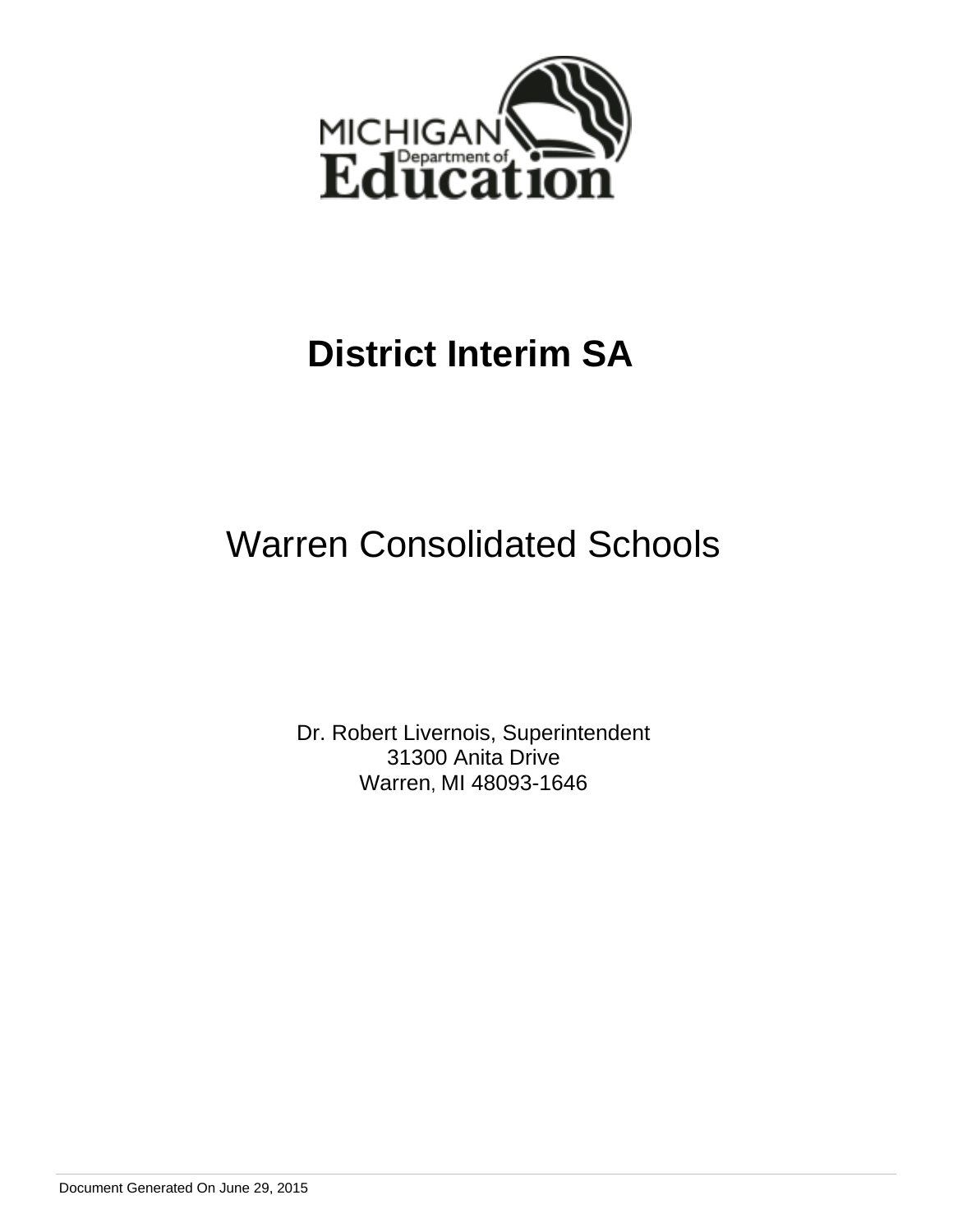MICHIGAN Department of Education

# District Interim SA

## Warren Consolidated Schools

Dr. Robert Livernois, Superintendent
31300 Anita Drive
Warren, MI 48093-1646

Document Generated On June 29, 2015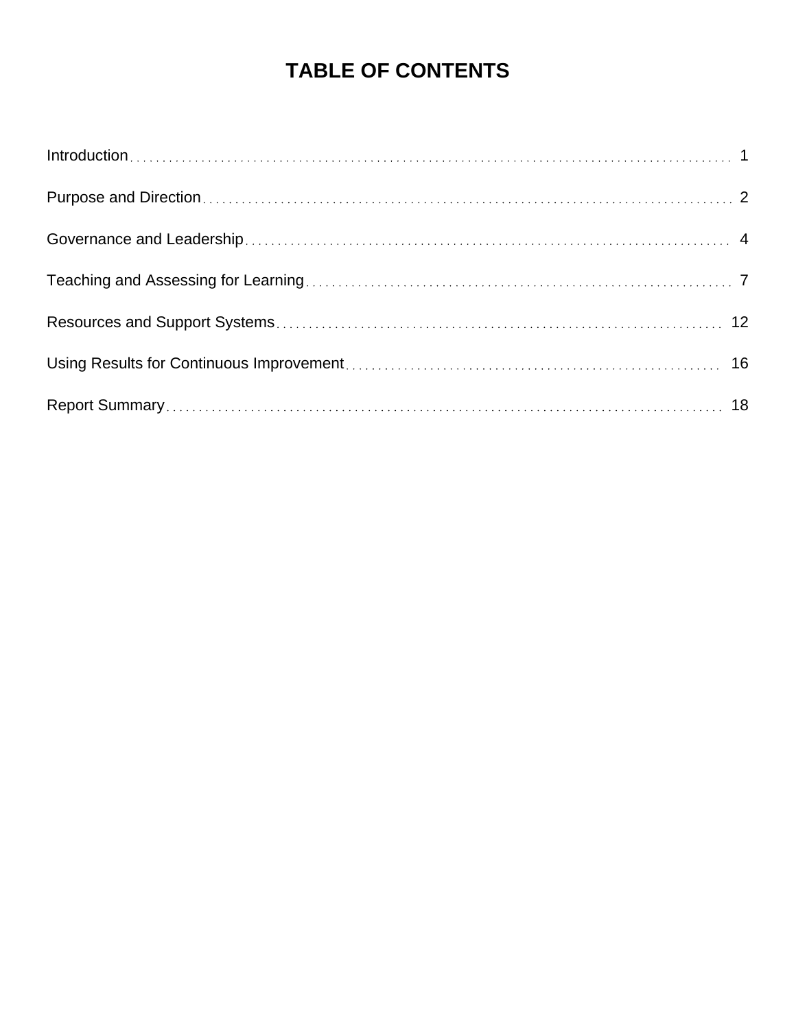# TABLE OF CONTENTS

| | |
|---|---|
| Introduction | 1 |
| Purpose and Direction | 2 |
| Governance and Leadership | 4 |
| Teaching and Assessing for Learning | 7 |
| Resources and Support Systems | 12 |
| Using Results for Continuous Improvement | 16 |
| Report Summary | 18 |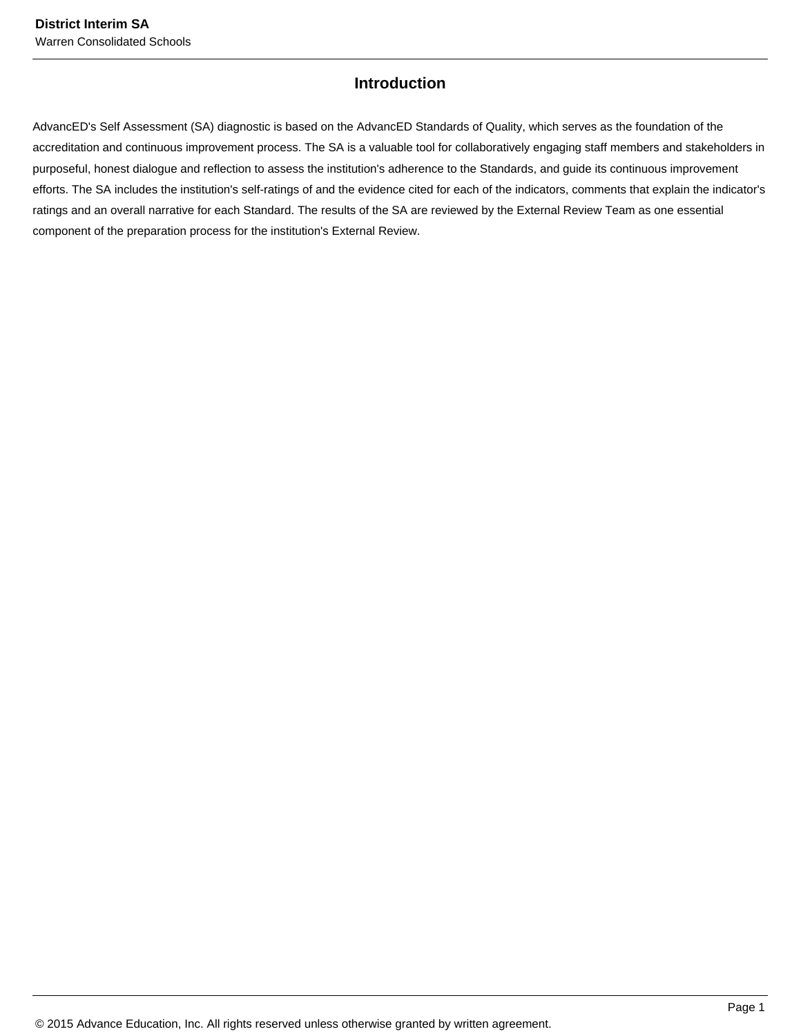# Introduction

AdvancED's Self Assessment (SA) diagnostic is based on the AdvancED Standards of Quality, which serves as the foundation of the accreditation and continuous improvement process. The SA is a valuable tool for collaboratively engaging staff members and stakeholders in purposeful, honest dialogue and reflection to assess the institution's adherence to the Standards, and guide its continuous improvement efforts. The SA includes the institution's self-ratings of and the evidence cited for each of the indicators, comments that explain the indicator's ratings and an overall narrative for each Standard. The results of the SA are reviewed by the External Review Team as one essential component of the preparation process for the institution's External Review.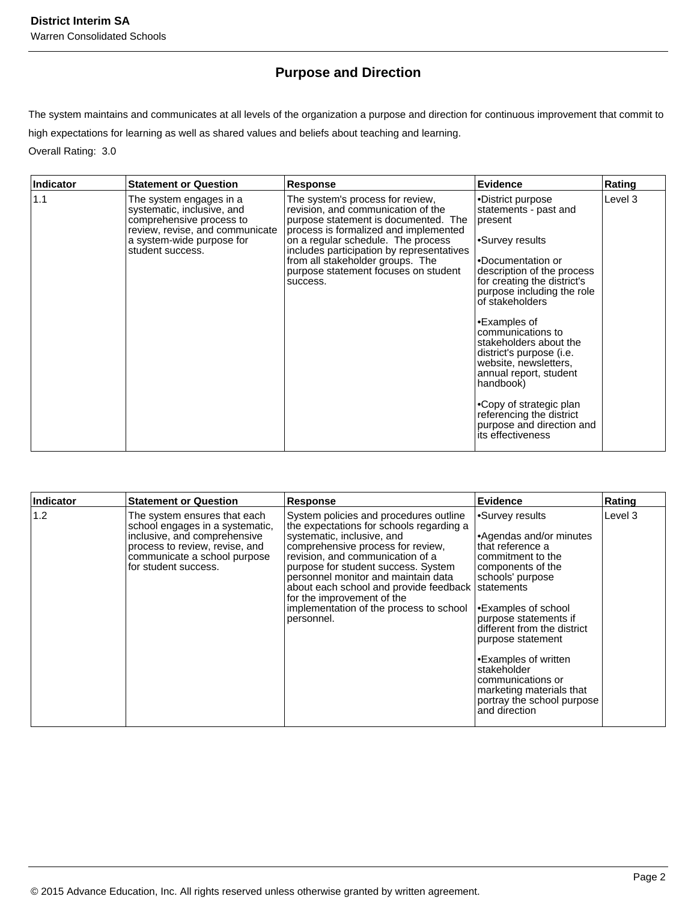## Purpose and Direction

The system maintains and communicates at all levels of the organization a purpose and direction for continuous improvement that commit to high expectations for learning as well as shared values and beliefs about teaching and learning.

Overall Rating: 3.0

| Indicator | Statement or Question | Response | Evidence | Rating |
|---|---|---|---|---|
| 1.1 | The system engages in a systematic, inclusive, and comprehensive process to review, revise, and communicate a system-wide purpose for student success. | The system's process for review, revision, and communication of the purpose statement is documented. The process is formalized and implemented on a regular schedule. The process includes participation by representatives from all stakeholder groups. The purpose statement focuses on student success. | •District purpose statements - past and present<br><br>•Survey results<br><br>•Documentation or description of the process for creating the district's purpose including the role of stakeholders<br><br>•Examples of communications to stakeholders about the district's purpose (i.e. website, newsletters, annual report, student handbook)<br><br>•Copy of strategic plan referencing the district purpose and direction and its effectiveness | Level 3 |

| Indicator | Statement or Question | Response | Evidence | Rating |
|---|---|---|---|---|
| 1.2 | The system ensures that each school engages in a systematic, inclusive, and comprehensive process to review, revise, and communicate a school purpose for student success. | System policies and procedures outline the expectations for schools regarding a systematic, inclusive, and comprehensive process for review, revision, and communication of a purpose for student success. System personnel monitor and maintain data about each school and provide feedback for the improvement of the implementation of the process to school personnel. | •Survey results<br><br>•Agendas and/or minutes that reference a commitment to the components of the schools' purpose statements<br><br>•Examples of school purpose statements if different from the district purpose statement<br><br>•Examples of written stakeholder communications or marketing materials that portray the school purpose and direction | Level 3 |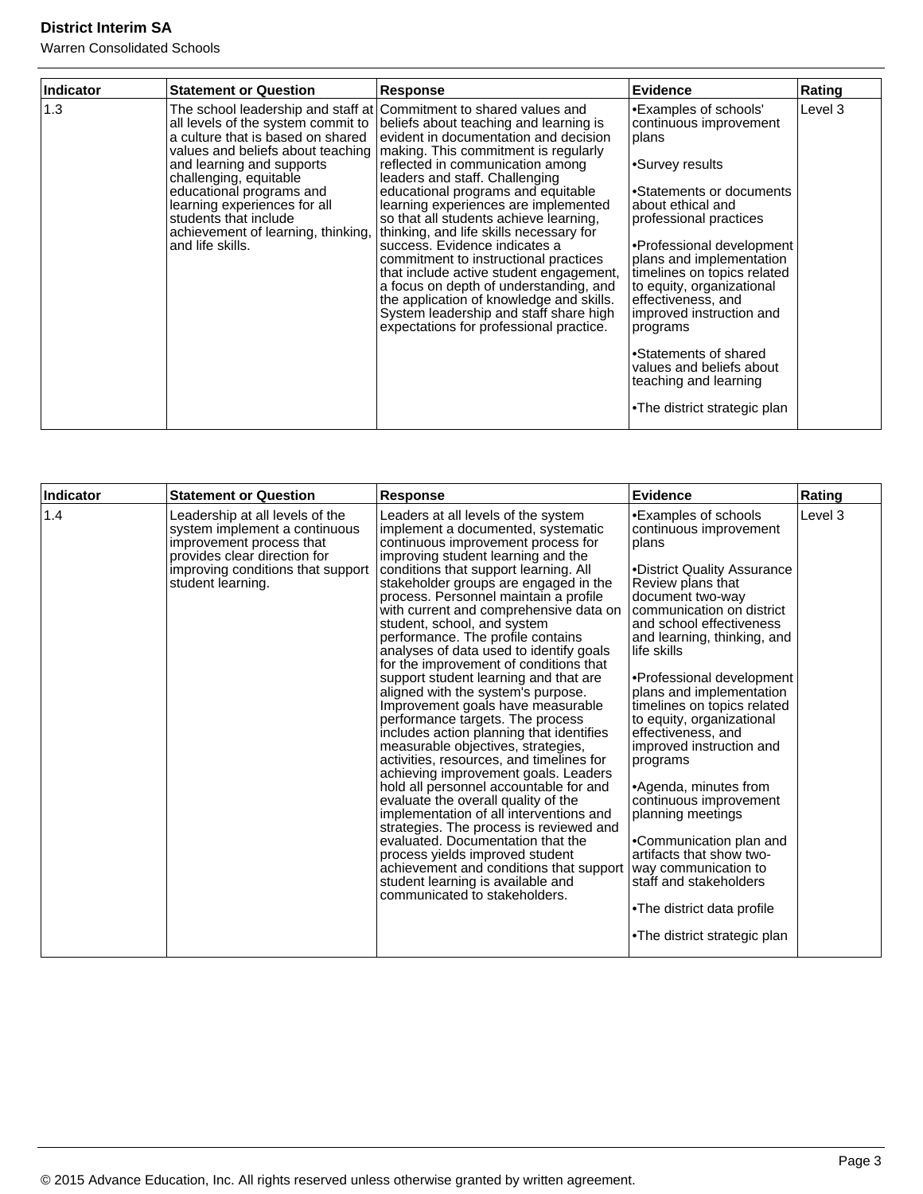| Indicator | Statement or Question | Response | Evidence | Rating |
|---|---|---|---|---|
| 1.3 | The school leadership and staff at all levels of the system commit to a culture that is based on shared values and beliefs about teaching and learning and supports challenging, equitable educational programs and learning experiences for all students that include achievement of learning, thinking, and life skills. | Commitment to shared values and beliefs about teaching and learning is evident in documentation and decision making. This commitment is regularly reflected in communication among leaders and staff. Challenging educational programs and equitable learning experiences are implemented so that all students achieve learning, thinking, and life skills necessary for success. Evidence indicates a commitment to instructional practices that include active student engagement, a focus on depth of understanding, and the application of knowledge and skills. System leadership and staff share high expectations for professional practice. | •Examples of schools' continuous improvement plans<br><br>•Survey results<br><br>•Statements or documents about ethical and professional practices<br><br>•Professional development plans and implementation timelines on topics related to equity, organizational effectiveness, and improved instruction and programs<br><br>•Statements of shared values and beliefs about teaching and learning<br><br>•The district strategic plan | Level 3 |

| Indicator | Statement or Question | Response | Evidence | Rating |
|---|---|---|---|---|
| 1.4 | Leadership at all levels of the system implement a continuous improvement process that provides clear direction for improving conditions that support student learning. | Leaders at all levels of the system implement a documented, systematic continuous improvement process for improving student learning and the conditions that support learning. All stakeholder groups are engaged in the process. Personnel maintain a profile with current and comprehensive data on student, school, and system performance. The profile contains analyses of data used to identify goals for the improvement of conditions that support student learning and that are aligned with the system's purpose. Improvement goals have measurable performance targets. The process includes action planning that identifies measurable objectives, strategies, activities, resources, and timelines for achieving improvement goals. Leaders hold all personnel accountable for and evaluate the overall quality of the implementation of all interventions and strategies. The process is reviewed and evaluated. Documentation that the process yields improved student achievement and conditions that support student learning is available and communicated to stakeholders. | •Examples of schools continuous improvement plans<br><br>•District Quality Assurance Review plans that document two-way communication on district and school effectiveness and learning, thinking, and life skills<br><br>•Professional development plans and implementation timelines on topics related to equity, organizational effectiveness, and improved instruction and programs<br><br>•Agenda, minutes from continuous improvement planning meetings<br><br>•Communication plan and artifacts that show two-way communication to staff and stakeholders<br><br>•The district data profile<br><br>•The district strategic plan | Level 3 |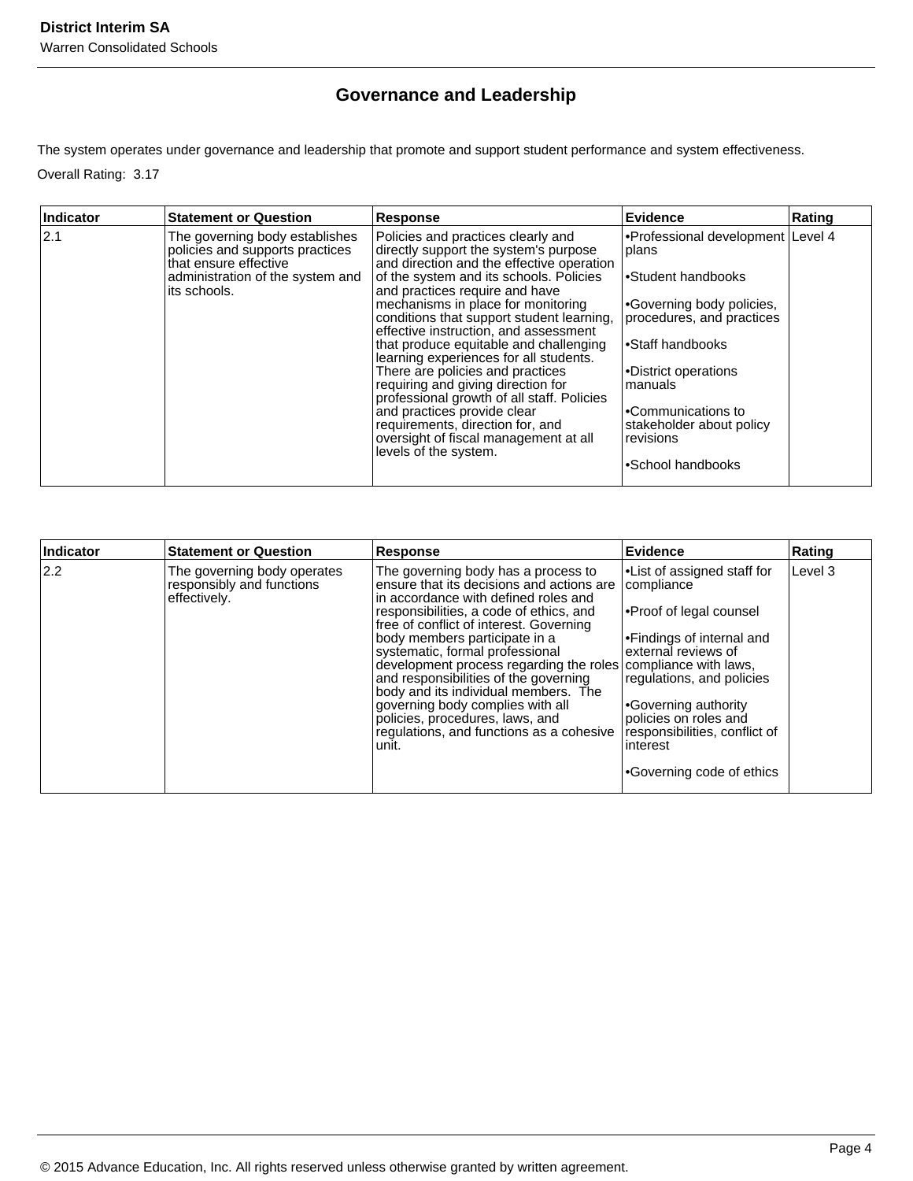## Governance and Leadership

The system operates under governance and leadership that promote and support student performance and system effectiveness.

Overall Rating: 3.17

| Indicator | Statement or Question | Response | Evidence | Rating |
|---|---|---|---|---|
| 2.1 | The governing body establishes policies and supports practices that ensure effective administration of the system and its schools. | Policies and practices clearly and directly support the system's purpose and direction and the effective operation of the system and its schools. Policies and practices require and have mechanisms in place for monitoring conditions that support student learning, effective instruction, and assessment that produce equitable and challenging learning experiences for all students. There are policies and practices requiring and giving direction for professional growth of all staff. Policies and practices provide clear requirements, direction for, and oversight of fiscal management at all levels of the system. | •Professional development plans<br><br>•Student handbooks<br><br>•Governing body policies, procedures, and practices<br><br>•Staff handbooks<br><br>•District operations manuals<br><br>•Communications to stakeholder about policy revisions<br><br>•School handbooks | Level 4 |

| Indicator | Statement or Question | Response | Evidence | Rating |
|---|---|---|---|---|
| 2.2 | The governing body operates responsibly and functions effectively. | The governing body has a process to ensure that its decisions and actions are in accordance with defined roles and responsibilities, a code of ethics, and free of conflict of interest. Governing body members participate in a systematic, formal professional development process regarding the roles and responsibilities of the governing body and its individual members. The governing body complies with all policies, procedures, laws, and regulations, and functions as a cohesive unit. | •List of assigned staff for compliance<br><br>•Proof of legal counsel<br><br>•Findings of internal and external reviews of compliance with laws, regulations, and policies<br><br>•Governing authority policies on roles and responsibilities, conflict of interest<br><br>•Governing code of ethics | Level 3 |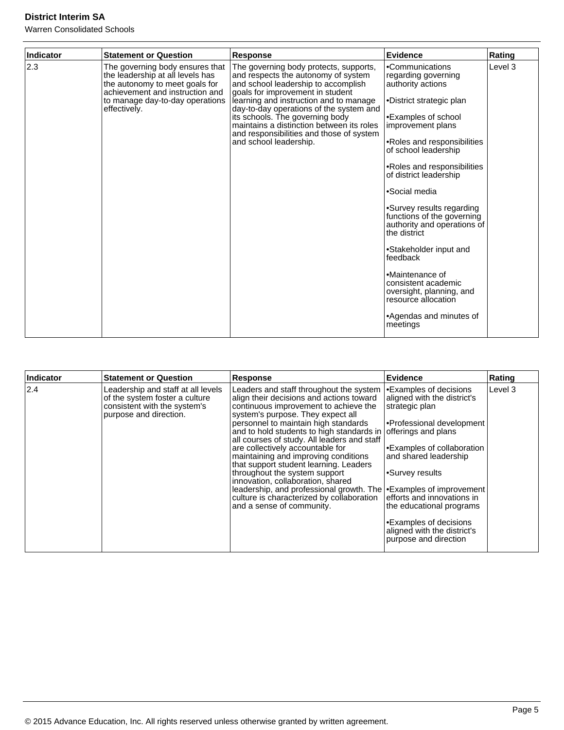| Indicator | Statement or Question | Response | Evidence | Rating |
|---|---|---|---|---|
| 2.3 | The governing body ensures that the leadership at all levels has the autonomy to meet goals for achievement and instruction and to manage day-to-day operations effectively. | The governing body protects, supports, and respects the autonomy of system and school leadership to accomplish goals for improvement in student learning and instruction and to manage day-to-day operations of the system and its schools. The governing body maintains a distinction between its roles and responsibilities and those of system and school leadership. | •Communications regarding governing authority actions<br><br>•District strategic plan<br><br>•Examples of school improvement plans<br><br>•Roles and responsibilities of school leadership<br><br>•Roles and responsibilities of district leadership<br><br>•Social media<br><br>•Survey results regarding functions of the governing authority and operations of the district<br><br>•Stakeholder input and feedback<br><br>•Maintenance of consistent academic oversight, planning, and resource allocation<br><br>•Agendas and minutes of meetings | Level 3 |

| Indicator | Statement or Question | Response | Evidence | Rating |
|---|---|---|---|---|
| 2.4 | Leadership and staff at all levels of the system foster a culture consistent with the system's purpose and direction. | Leaders and staff throughout the system align their decisions and actions toward continuous improvement to achieve the system's purpose. They expect all personnel to maintain high standards and to hold students to high standards in all courses of study. All leaders and staff are collectively accountable for maintaining and improving conditions that support student learning. Leaders throughout the system support innovation, collaboration, shared leadership, and professional growth. The culture is characterized by collaboration and a sense of community. | •Examples of decisions aligned with the district's strategic plan<br><br>•Professional development offerings and plans<br><br>•Examples of collaboration and shared leadership<br><br>•Survey results<br><br>•Examples of improvement efforts and innovations in the educational programs<br><br>•Examples of decisions aligned with the district's purpose and direction | Level 3 |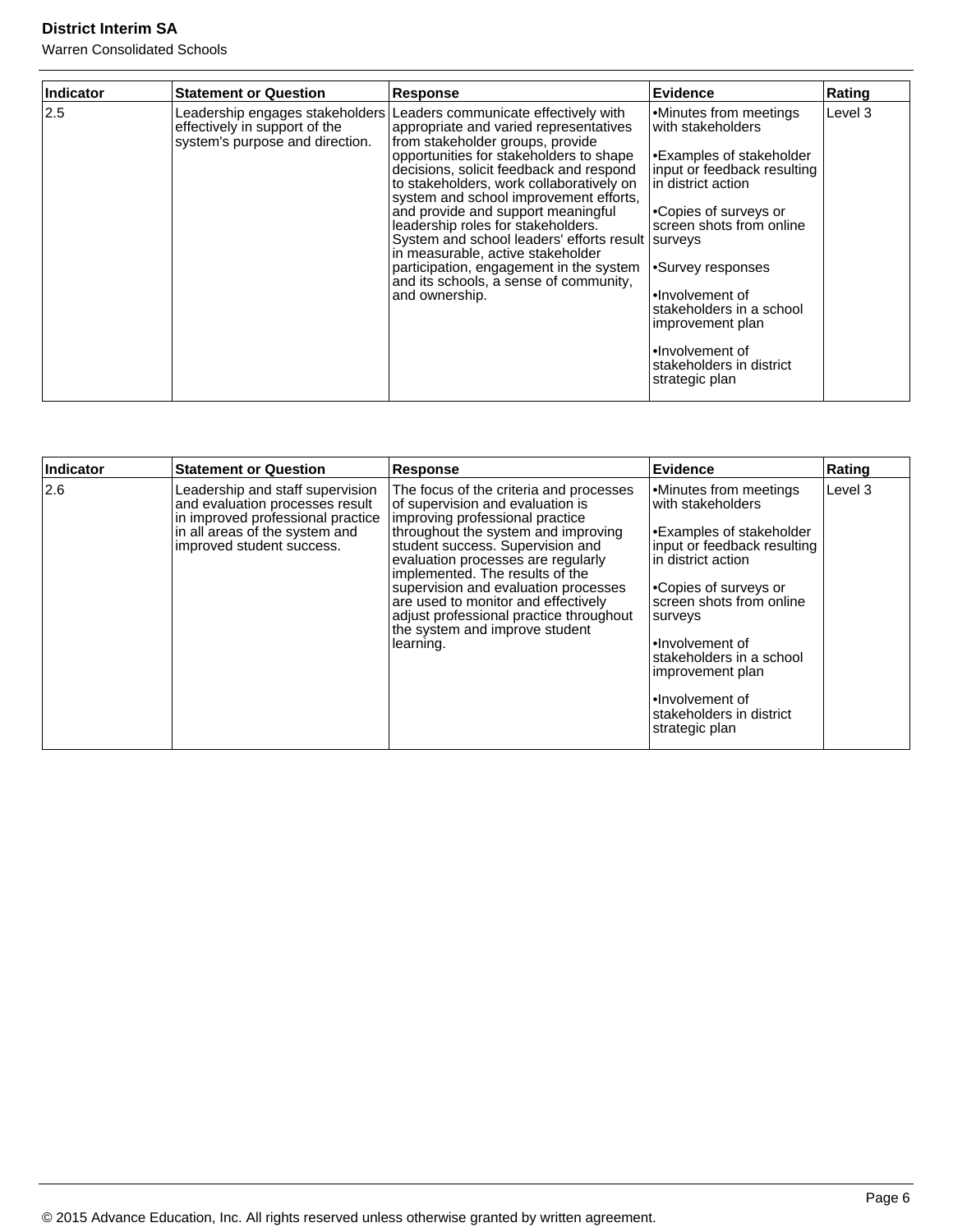| Indicator | Statement or Question | Response | Evidence | Rating |
| --- | --- | --- | --- | --- |
| 2.5 | Leadership engages stakeholders effectively in support of the system's purpose and direction. | Leaders communicate effectively with appropriate and varied representatives from stakeholder groups, provide opportunities for stakeholders to shape decisions, solicit feedback and respond to stakeholders, work collaboratively on system and school improvement efforts, and provide and support meaningful leadership roles for stakeholders. System and school leaders' efforts result in measurable, active stakeholder participation, engagement in the system and its schools, a sense of community, and ownership. | •Minutes from meetings with stakeholders<br><br>•Examples of stakeholder input or feedback resulting in district action<br><br>•Copies of surveys or screen shots from online surveys<br><br>•Survey responses<br><br>•Involvement of stakeholders in a school improvement plan<br><br>•Involvement of stakeholders in district strategic plan | Level 3 |

| Indicator | Statement or Question | Response | Evidence | Rating |
| --- | --- | --- | --- | --- |
| 2.6 | Leadership and staff supervision and evaluation processes result in improved professional practice in all areas of the system and improved student success. | The focus of the criteria and processes of supervision and evaluation is improving professional practice throughout the system and improving student success. Supervision and evaluation processes are regularly implemented. The results of the supervision and evaluation processes are used to monitor and effectively adjust professional practice throughout the system and improve student learning. | •Minutes from meetings with stakeholders<br><br>•Examples of stakeholder input or feedback resulting in district action<br><br>•Copies of surveys or screen shots from online surveys<br><br>•Involvement of stakeholders in a school improvement plan<br><br>•Involvement of stakeholders in district strategic plan | Level 3 |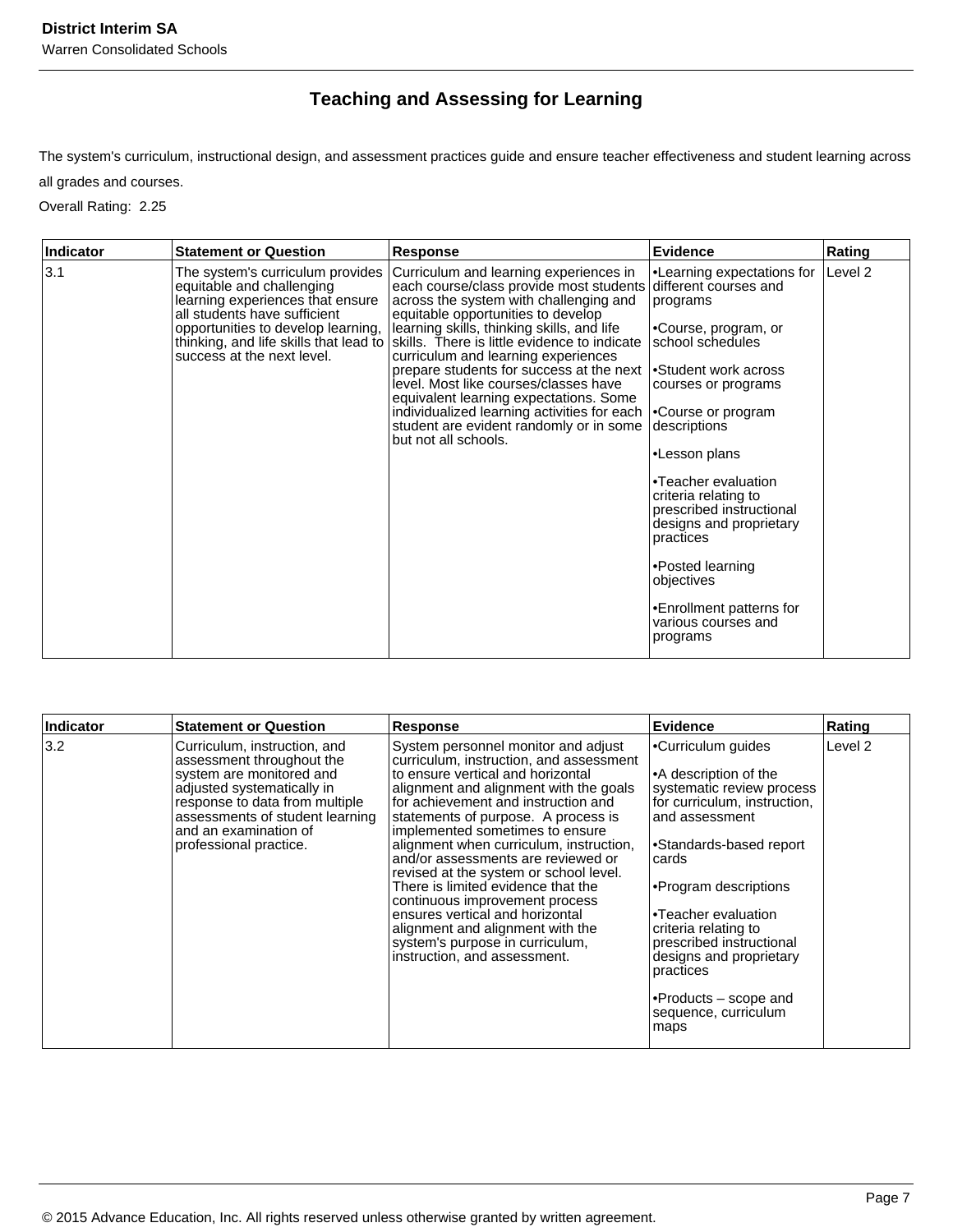## Teaching and Assessing for Learning

The system's curriculum, instructional design, and assessment practices guide and ensure teacher effectiveness and student learning across all grades and courses.

Overall Rating: 2.25

| Indicator | Statement or Question | Response | Evidence | Rating |
|---|---|---|---|---|
| 3.1 | The system's curriculum provides equitable and challenging learning experiences that ensure all students have sufficient opportunities to develop learning, thinking, and life skills that lead to success at the next level. | Curriculum and learning experiences in each course/class provide most students across the system with challenging and equitable opportunities to develop learning skills, thinking skills, and life skills. There is little evidence to indicate curriculum and learning experiences prepare students for success at the next level. Most like courses/classes have equivalent learning expectations. Some individualized learning activities for each student are evident randomly or in some but not all schools. | •Learning expectations for different courses and programs<br><br>•Course, program, or school schedules<br><br>•Student work across courses or programs<br><br>•Course or program descriptions<br><br>•Lesson plans<br><br>•Teacher evaluation criteria relating to prescribed instructional designs and proprietary practices<br><br>•Posted learning objectives<br><br>•Enrollment patterns for various courses and programs | Level 2 |

| Indicator | Statement or Question | Response | Evidence | Rating |
|---|---|---|---|---|
| 3.2 | Curriculum, instruction, and assessment throughout the system are monitored and adjusted systematically in response to data from multiple assessments of student learning and an examination of professional practice. | System personnel monitor and adjust curriculum, instruction, and assessment to ensure vertical and horizontal alignment and alignment with the goals for achievement and instruction and statements of purpose. A process is implemented sometimes to ensure alignment when curriculum, instruction, and/or assessments are reviewed or revised at the system or school level. There is limited evidence that the continuous improvement process ensures vertical and horizontal alignment and alignment with the system's purpose in curriculum, instruction, and assessment. | •Curriculum guides<br><br>•A description of the systematic review process for curriculum, instruction, and assessment<br><br>•Standards-based report cards<br><br>•Program descriptions<br><br>•Teacher evaluation criteria relating to prescribed instructional designs and proprietary practices<br><br>•Products – scope and sequence, curriculum maps | Level 2 |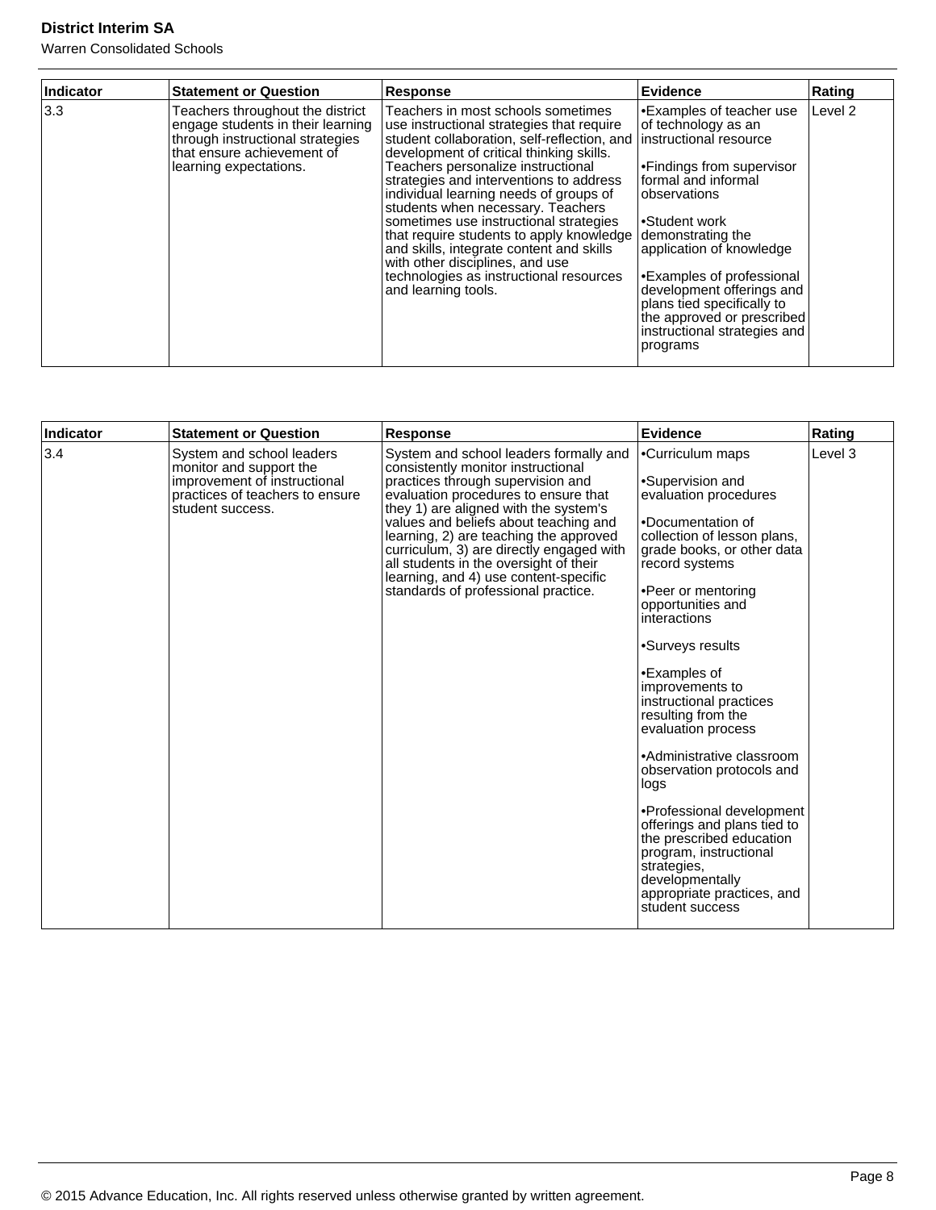| Indicator | Statement or Question | Response | Evidence | Rating |
| --- | --- | --- | --- | --- |
| 3.3 | Teachers throughout the district engage students in their learning through instructional strategies that ensure achievement of learning expectations. | Teachers in most schools sometimes use instructional strategies that require student collaboration, self-reflection, and development of critical thinking skills. Teachers personalize instructional strategies and interventions to address individual learning needs of groups of students when necessary. Teachers sometimes use instructional strategies that require students to apply knowledge and skills, integrate content and skills with other disciplines, and use technologies as instructional resources and learning tools. | •Examples of teacher use of technology as an instructional resource<br><br>•Findings from supervisor formal and informal observations<br><br>•Student work demonstrating the application of knowledge<br><br>•Examples of professional development offerings and plans tied specifically to the approved or prescribed instructional strategies and programs | Level 2 |

| Indicator | Statement or Question | Response | Evidence | Rating |
| --- | --- | --- | --- | --- |
| 3.4 | System and school leaders monitor and support the improvement of instructional practices of teachers to ensure student success. | System and school leaders formally and consistently monitor instructional practices through supervision and evaluation procedures to ensure that they 1) are aligned with the system's values and beliefs about teaching and learning, 2) are teaching the approved curriculum, 3) are directly engaged with all students in the oversight of their learning, and 4) use content-specific standards of professional practice. | •Curriculum maps<br><br>•Supervision and evaluation procedures<br><br>•Documentation of collection of lesson plans, grade books, or other data record systems<br><br>•Peer or mentoring opportunities and interactions<br><br>•Surveys results<br><br>•Examples of improvements to instructional practices resulting from the evaluation process<br><br>•Administrative classroom observation protocols and logs<br><br>•Professional development offerings and plans tied to the prescribed education program, instructional strategies, developmentally appropriate practices, and student success | Level 3 |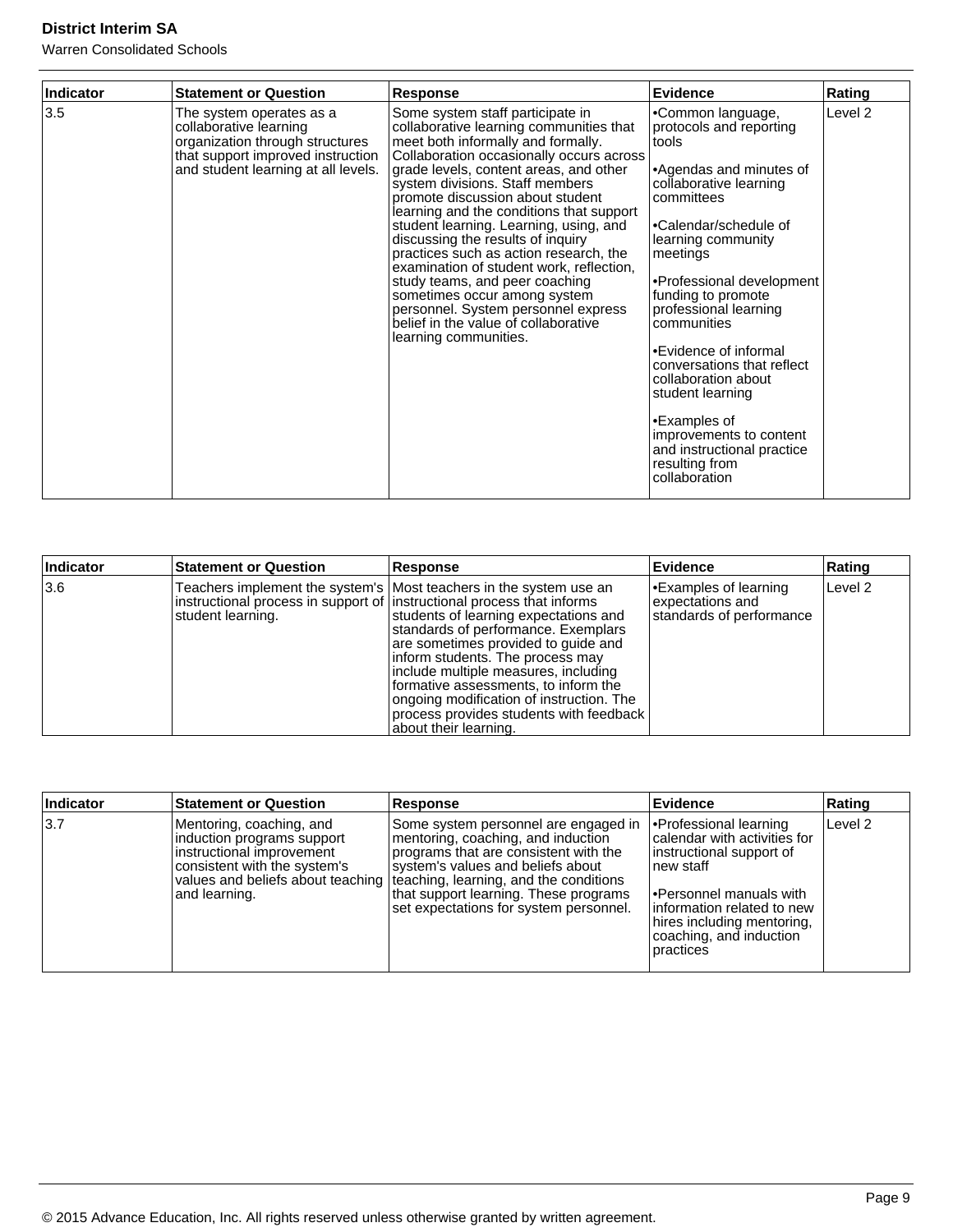| Indicator | Statement or Question | Response | Evidence | Rating |
|---|---|---|---|---|
| 3.5 | The system operates as a collaborative learning organization through structures that support improved instruction and student learning at all levels. | Some system staff participate in collaborative learning communities that meet both informally and formally. Collaboration occasionally occurs across grade levels, content areas, and other system divisions. Staff members promote discussion about student learning and the conditions that support student learning. Learning, using, and discussing the results of inquiry practices such as action research, the examination of student work, reflection, study teams, and peer coaching sometimes occur among system personnel. System personnel express belief in the value of collaborative learning communities. | •Common language, protocols and reporting tools<br><br>•Agendas and minutes of collaborative learning committees<br><br>•Calendar/schedule of learning community meetings<br><br>•Professional development funding to promote professional learning communities<br><br>•Evidence of informal conversations that reflect collaboration about student learning<br><br>•Examples of improvements to content and instructional practice resulting from collaboration | Level 2 |

| Indicator | Statement or Question | Response | Evidence | Rating |
|---|---|---|---|---|
| 3.6 | Teachers implement the system's instructional process in support of student learning. | Most teachers in the system use an instructional process that informs students of learning expectations and standards of performance. Exemplars are sometimes provided to guide and inform students. The process may include multiple measures, including formative assessments, to inform the ongoing modification of instruction. The process provides students with feedback about their learning. | •Examples of learning expectations and standards of performance | Level 2 |

| Indicator | Statement or Question | Response | Evidence | Rating |
|---|---|---|---|---|
| 3.7 | Mentoring, coaching, and induction programs support instructional improvement consistent with the system's values and beliefs about teaching and learning. | Some system personnel are engaged in mentoring, coaching, and induction programs that are consistent with the system's values and beliefs about teaching, learning, and the conditions that support learning. These programs set expectations for system personnel. | •Professional learning calendar with activities for instructional support of new staff<br><br>•Personnel manuals with information related to new hires including mentoring, coaching, and induction practices | Level 2 |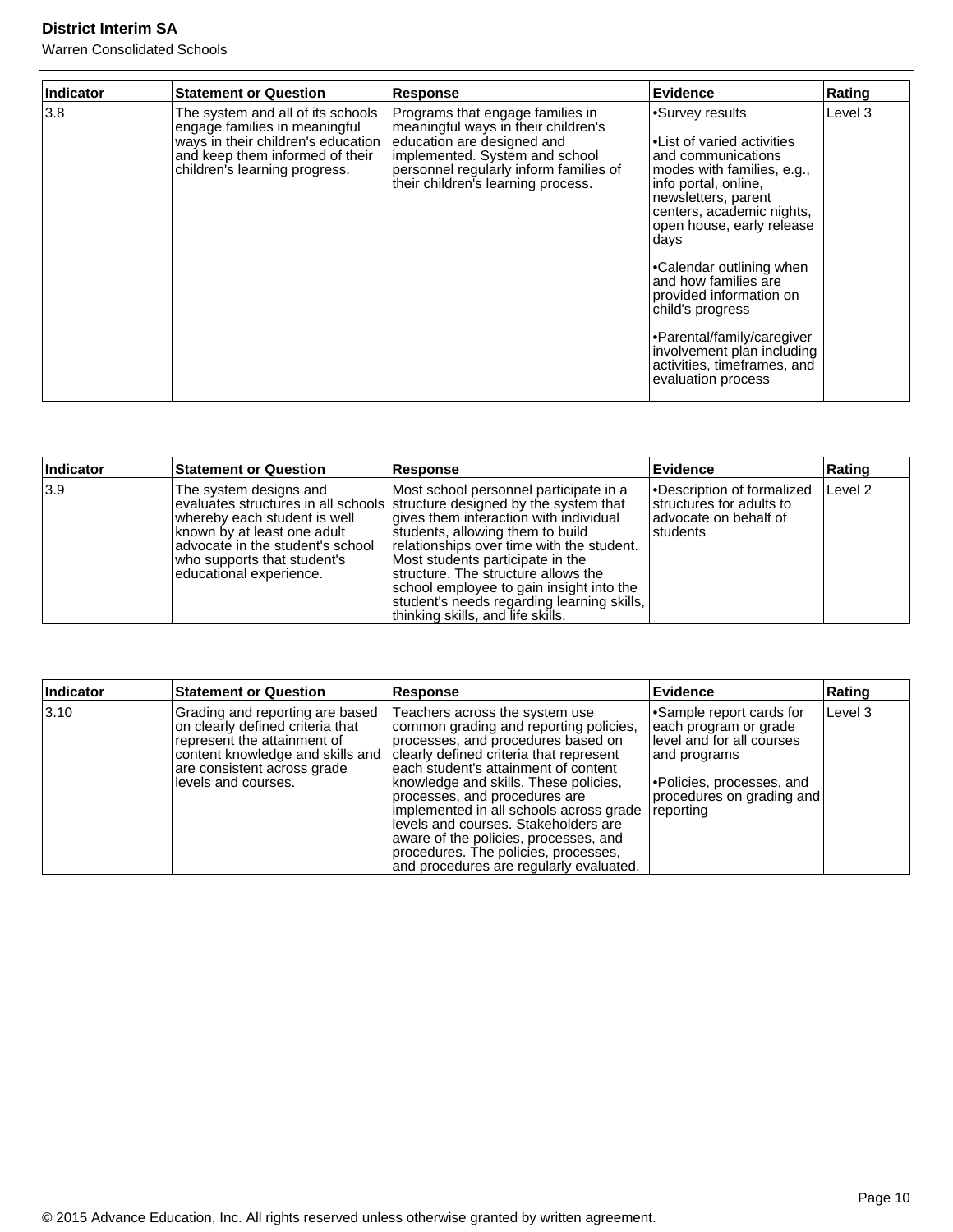| Indicator | Statement or Question | Response | Evidence | Rating |
| --- | --- | --- | --- | --- |
| 3.8 | The system and all of its schools engage families in meaningful ways in their children's education and keep them informed of their children's learning progress. | Programs that engage families in meaningful ways in their children's education are designed and implemented. System and school personnel regularly inform families of their children's learning process. | •Survey results<br><br>•List of varied activities and communications modes with families, e.g., info portal, online, newsletters, parent centers, academic nights, open house, early release days<br><br>•Calendar outlining when and how families are provided information on child's progress<br><br>•Parental/family/caregiver involvement plan including activities, timeframes, and evaluation process | Level 3 |

| Indicator | Statement or Question | Response | Evidence | Rating |
| --- | --- | --- | --- | --- |
| 3.9 | The system designs and evaluates structures in all schools whereby each student is well known by at least one adult advocate in the student's school who supports that student's educational experience. | Most school personnel participate in a structure designed by the system that gives them interaction with individual students, allowing them to build relationships over time with the student. Most students participate in the structure. The structure allows the school employee to gain insight into the student's needs regarding learning skills, thinking skills, and life skills. | •Description of formalized structures for adults to advocate on behalf of students | Level 2 |

| Indicator | Statement or Question | Response | Evidence | Rating |
| --- | --- | --- | --- | --- |
| 3.10 | Grading and reporting are based on clearly defined criteria that represent the attainment of content knowledge and skills and are consistent across grade levels and courses. | Teachers across the system use common grading and reporting policies, processes, and procedures based on clearly defined criteria that represent each student's attainment of content knowledge and skills. These policies, processes, and procedures are implemented in all schools across grade levels and courses. Stakeholders are aware of the policies, processes, and procedures. The policies, processes, and procedures are regularly evaluated. | •Sample report cards for each program or grade level and for all courses and programs<br><br>•Policies, processes, and procedures on grading and reporting | Level 3 |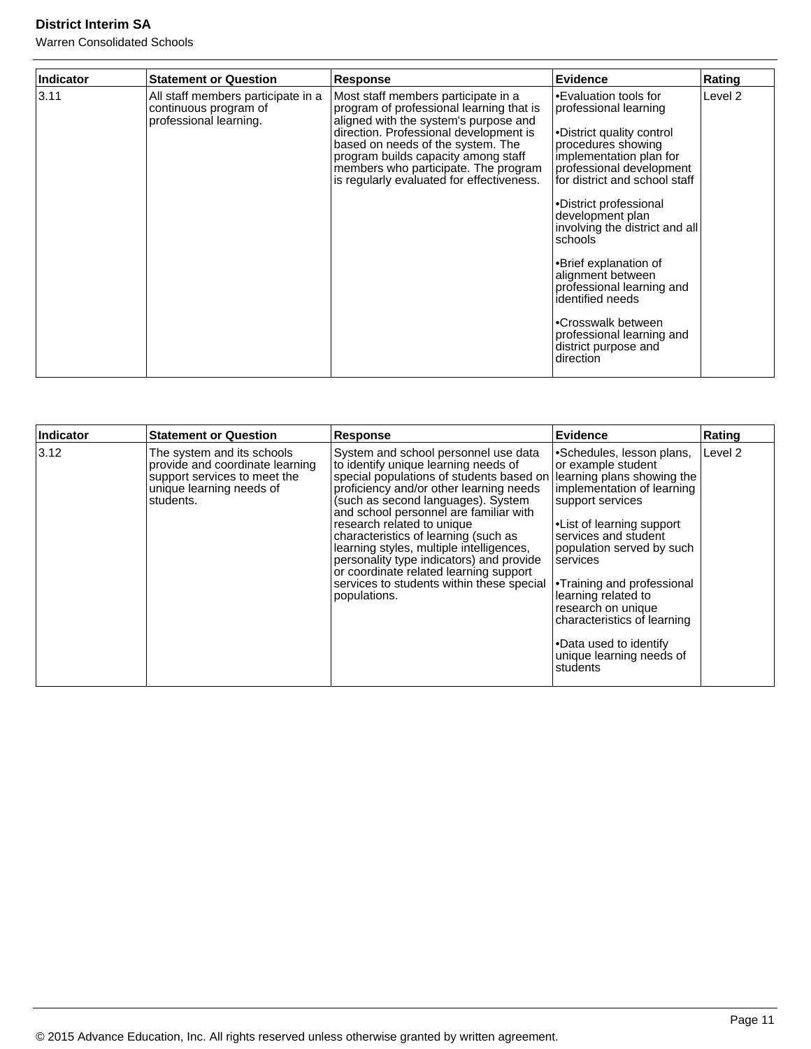| Indicator | Statement or Question | Response | Evidence | Rating |
|---|---|---|---|---|
| 3.11 | All staff members participate in a continuous program of professional learning. | Most staff members participate in a program of professional learning that is aligned with the system's purpose and direction. Professional development is based on needs of the system. The program builds capacity among staff members who participate. The program is regularly evaluated for effectiveness. | •Evaluation tools for professional learning<br><br>•District quality control procedures showing implementation plan for professional development for district and school staff<br><br>•District professional development plan involving the district and all schools<br><br>•Brief explanation of alignment between professional learning and identified needs<br><br>•Crosswalk between professional learning and district purpose and direction | Level 2 |

| Indicator | Statement or Question | Response | Evidence | Rating |
|---|---|---|---|---|
| 3.12 | The system and its schools provide and coordinate learning support services to meet the unique learning needs of students. | System and school personnel use data to identify unique learning needs of special populations of students based on proficiency and/or other learning needs (such as second languages). System and school personnel are familiar with research related to unique characteristics of learning (such as learning styles, multiple intelligences, personality type indicators) and provide or coordinate related learning support services to students within these special populations. | •Schedules, lesson plans, or example student learning plans showing the implementation of learning support services<br><br>•List of learning support services and student population served by such services<br><br>•Training and professional learning related to research on unique characteristics of learning<br><br>•Data used to identify unique learning needs of students | Level 2 |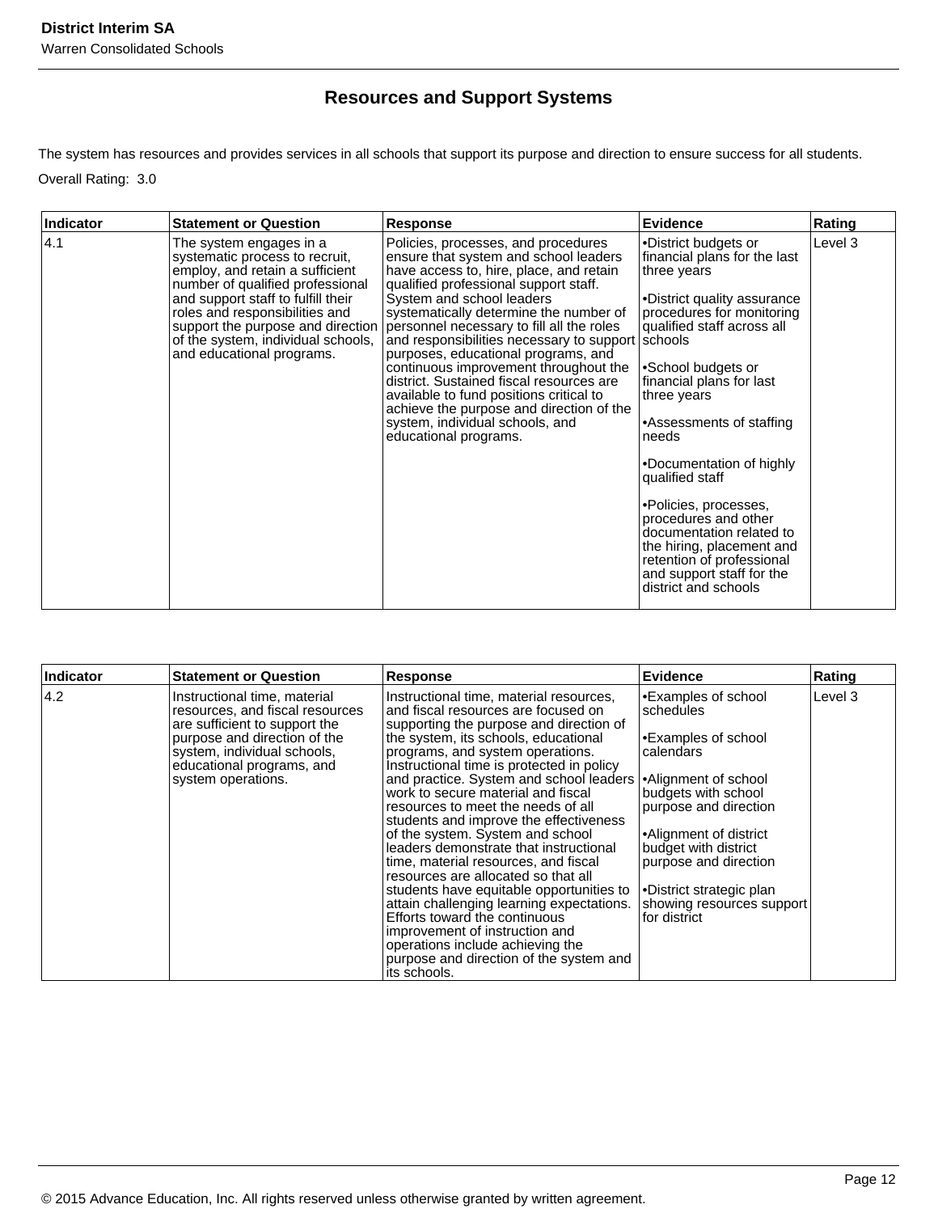## Resources and Support Systems

The system has resources and provides services in all schools that support its purpose and direction to ensure success for all students.

Overall Rating: 3.0

| Indicator | Statement or Question | Response | Evidence | Rating |
|---|---|---|---|---|
| 4.1 | The system engages in a systematic process to recruit, employ, and retain a sufficient number of qualified professional and support staff to fulfill their roles and responsibilities and support the purpose and direction of the system, individual schools, and educational programs. | Policies, processes, and procedures ensure that system and school leaders have access to, hire, place, and retain qualified professional support staff. System and school leaders systematically determine the number of personnel necessary to fill all the roles and responsibilities necessary to support purposes, educational programs, and continuous improvement throughout the district. Sustained fiscal resources are available to fund positions critical to achieve the purpose and direction of the system, individual schools, and educational programs. | •District budgets or financial plans for the last three years<br><br>•District quality assurance procedures for monitoring qualified staff across all schools<br><br>•School budgets or financial plans for last three years<br><br>•Assessments of staffing needs<br><br>•Documentation of highly qualified staff<br><br>•Policies, processes, procedures and other documentation related to the hiring, placement and retention of professional and support staff for the district and schools | Level 3 |

| Indicator | Statement or Question | Response | Evidence | Rating |
|---|---|---|---|---|
| 4.2 | Instructional time, material resources, and fiscal resources are sufficient to support the purpose and direction of the system, individual schools, educational programs, and system operations. | Instructional time, material resources, and fiscal resources are focused on supporting the purpose and direction of the system, its schools, educational programs, and system operations. Instructional time is protected in policy and practice. System and school leaders work to secure material and fiscal resources to meet the needs of all students and improve the effectiveness of the system. System and school leaders demonstrate that instructional time, material resources, and fiscal resources are allocated so that all students have equitable opportunities to attain challenging learning expectations. Efforts toward the continuous improvement of instruction and operations include achieving the purpose and direction of the system and its schools. | •Examples of school schedules<br><br>•Examples of school calendars<br><br>•Alignment of school budgets with school purpose and direction<br><br>•Alignment of district budget with district purpose and direction<br><br>•District strategic plan showing resources support for district | Level 3 |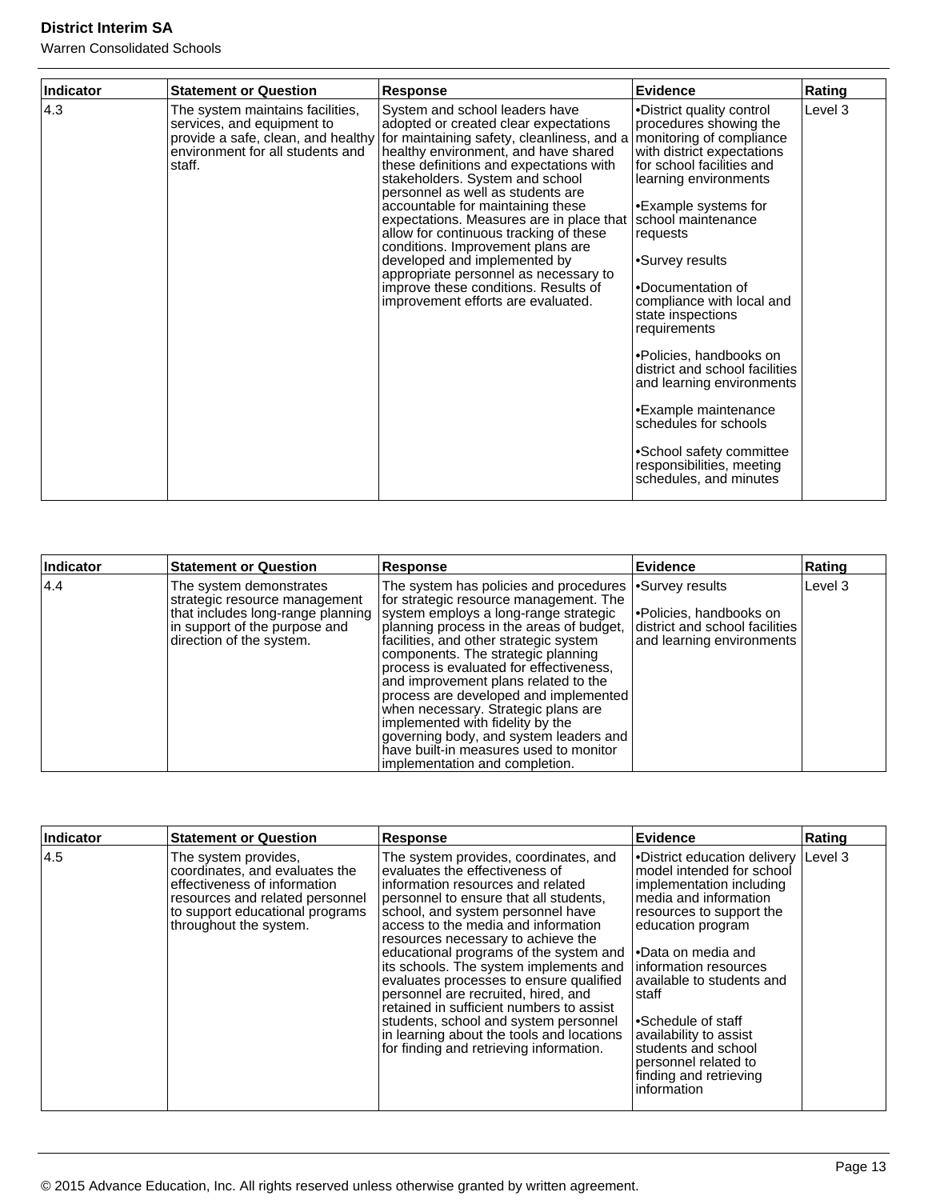| Indicator | Statement or Question | Response | Evidence | Rating |
|---|---|---|---|---|
| 4.3 | The system maintains facilities, services, and equipment to provide a safe, clean, and healthy environment for all students and staff. | System and school leaders have adopted or created clear expectations for maintaining safety, cleanliness, and a healthy environment, and have shared these definitions and expectations with stakeholders. System and school personnel as well as students are accountable for maintaining these expectations. Measures are in place that allow for continuous tracking of these conditions. Improvement plans are developed and implemented by appropriate personnel as necessary to improve these conditions. Results of improvement efforts are evaluated. | •District quality control procedures showing the monitoring of compliance with district expectations for school facilities and learning environments<br><br>•Example systems for school maintenance requests<br><br>•Survey results<br><br>•Documentation of compliance with local and state inspections requirements<br><br>•Policies, handbooks on district and school facilities and learning environments<br><br>•Example maintenance schedules for schools<br><br>•School safety committee responsibilities, meeting schedules, and minutes | Level 3 |

| Indicator | Statement or Question | Response | Evidence | Rating |
|---|---|---|---|---|
| 4.4 | The system demonstrates strategic resource management that includes long-range planning in support of the purpose and direction of the system. | The system has policies and procedures for strategic resource management. The system employs a long-range strategic planning process in the areas of budget, facilities, and other strategic system components. The strategic planning process is evaluated for effectiveness, and improvement plans related to the process are developed and implemented when necessary. Strategic plans are implemented with fidelity by the governing body, and system leaders and have built-in measures used to monitor implementation and completion. | •Survey results<br><br>•Policies, handbooks on district and school facilities and learning environments | Level 3 |

| Indicator | Statement or Question | Response | Evidence | Rating |
|---|---|---|---|---|
| 4.5 | The system provides, coordinates, and evaluates the effectiveness of information resources and related personnel to support educational programs throughout the system. | The system provides, coordinates, and evaluates the effectiveness of information resources and related personnel to ensure that all students, school, and system personnel have access to the media and information resources necessary to achieve the educational programs of the system and its schools. The system implements and evaluates processes to ensure qualified personnel are recruited, hired, and retained in sufficient numbers to assist students, school and system personnel in learning about the tools and locations for finding and retrieving information. | •District education delivery model intended for school implementation including media and information resources to support the education program<br><br>•Data on media and information resources available to students and staff<br><br>•Schedule of staff availability to assist students and school personnel related to finding and retrieving information | Level 3 |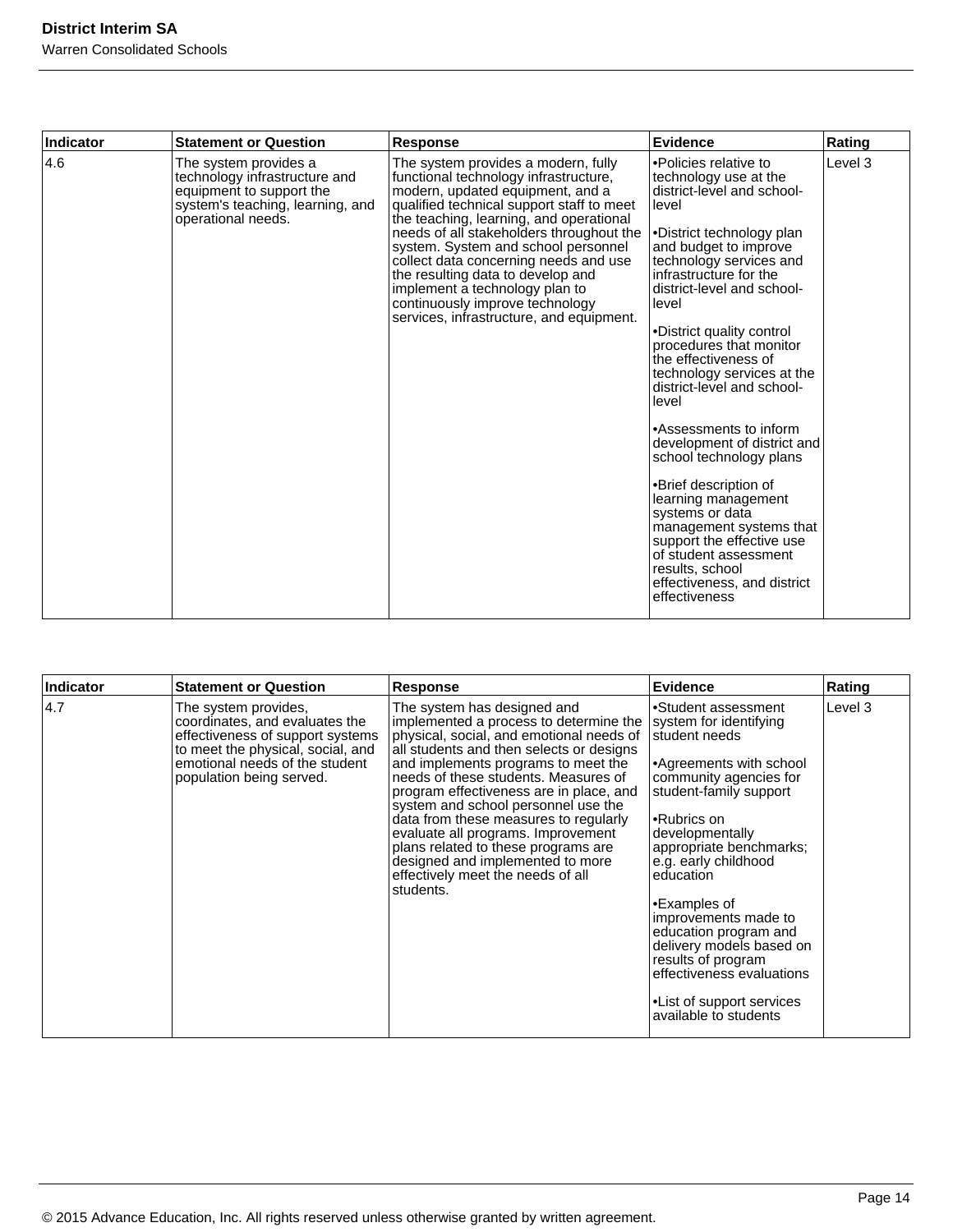| Indicator | Statement or Question | Response | Evidence | Rating |
| --- | --- | --- | --- | --- |
| 4.6 | The system provides a technology infrastructure and equipment to support the system's teaching, learning, and operational needs. | The system provides a modern, fully functional technology infrastructure, modern, updated equipment, and a qualified technical support staff to meet the teaching, learning, and operational needs of all stakeholders throughout the system. System and school personnel collect data concerning needs and use the resulting data to develop and implement a technology plan to continuously improve technology services, infrastructure, and equipment. | •Policies relative to technology use at the district-level and school-level<br><br>•District technology plan and budget to improve technology services and infrastructure for the district-level and school-level<br><br>•District quality control procedures that monitor the effectiveness of technology services at the district-level and school-level<br><br>•Assessments to inform development of district and school technology plans<br><br>•Brief description of learning management systems or data management systems that support the effective use of student assessment results, school effectiveness, and district effectiveness | Level 3 |

| Indicator | Statement or Question | Response | Evidence | Rating |
| --- | --- | --- | --- | --- |
| 4.7 | The system provides, coordinates, and evaluates the effectiveness of support systems to meet the physical, social, and emotional needs of the student population being served. | The system has designed and implemented a process to determine the physical, social, and emotional needs of all students and then selects or designs and implements programs to meet the needs of these students. Measures of program effectiveness are in place, and system and school personnel use the data from these measures to regularly evaluate all programs. Improvement plans related to these programs are designed and implemented to more effectively meet the needs of all students. | •Student assessment system for identifying student needs<br><br>•Agreements with school community agencies for student-family support<br><br>•Rubrics on developmentally appropriate benchmarks; e.g. early childhood education<br><br>•Examples of improvements made to education program and delivery models based on results of program effectiveness evaluations<br><br>•List of support services available to students | Level 3 |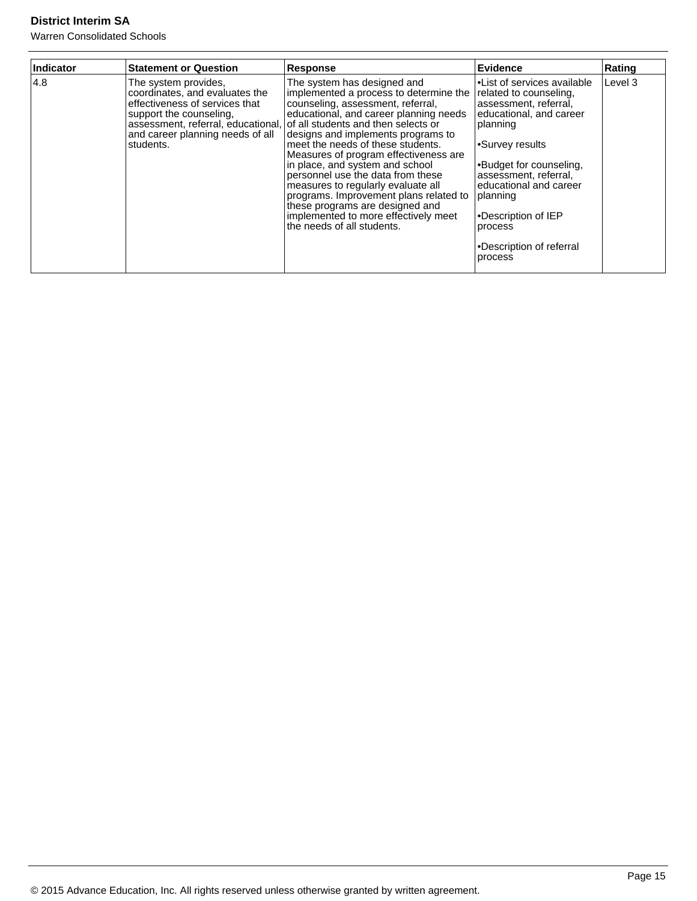| Indicator | Statement or Question | Response | Evidence | Rating |
|---|---|---|---|---|
| 4.8 | The system provides, coordinates, and evaluates the effectiveness of services that support the counseling, assessment, referral, educational, and career planning needs of all students. | The system has designed and implemented a process to determine the counseling, assessment, referral, educational, and career planning needs of all students and then selects or designs and implements programs to meet the needs of these students. Measures of program effectiveness are in place, and system and school personnel use the data from these measures to regularly evaluate all programs. Improvement plans related to these programs are designed and implemented to more effectively meet the needs of all students. | •List of services available related to counseling, assessment, referral, educational, and career planning<br><br>•Survey results<br><br>•Budget for counseling, assessment, referral, educational and career planning<br><br>•Description of IEP process<br><br>•Description of referral process | Level 3 |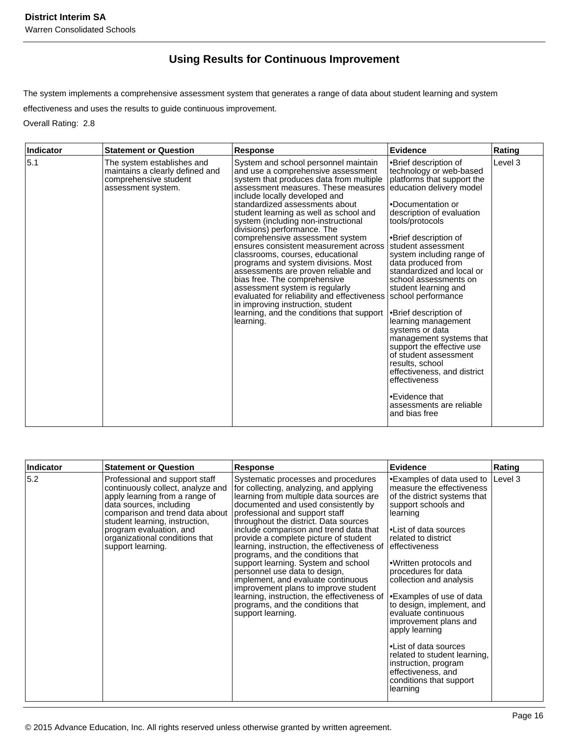## Using Results for Continuous Improvement

The system implements a comprehensive assessment system that generates a range of data about student learning and system effectiveness and uses the results to guide continuous improvement.

Overall Rating: 2.8

| Indicator | Statement or Question | Response | Evidence | Rating |
|---|---|---|---|---|
| 5.1 | The system establishes and maintains a clearly defined and comprehensive student assessment system. | System and school personnel maintain and use a comprehensive assessment system that produces data from multiple assessment measures. These measures include locally developed and standardized assessments about student learning as well as school and system (including non-instructional divisions) performance. The comprehensive assessment system ensures consistent measurement across classrooms, courses, educational programs and system divisions. Most assessments are proven reliable and bias free. The comprehensive assessment system is regularly evaluated for reliability and effectiveness in improving instruction, student learning, and the conditions that support learning. | •Brief description of technology or web-based platforms that support the education delivery model<br><br>•Documentation or description of evaluation tools/protocols<br><br>•Brief description of student assessment system including range of data produced from standardized and local or school assessments on student learning and school performance<br><br>•Brief description of learning management systems or data management systems that support the effective use of student assessment results, school effectiveness, and district effectiveness<br><br>•Evidence that assessments are reliable and bias free | Level 3 |

| Indicator | Statement or Question | Response | Evidence | Rating |
|---|---|---|---|---|
| 5.2 | Professional and support staff continuously collect, analyze and apply learning from a range of data sources, including comparison and trend data about student learning, instruction, program evaluation, and organizational conditions that support learning. | Systematic processes and procedures for collecting, analyzing, and applying learning from multiple data sources are documented and used consistently by professional and support staff throughout the district. Data sources include comparison and trend data that provide a complete picture of student learning, instruction, the effectiveness of programs, and the conditions that support learning. System and school personnel use data to design, implement, and evaluate continuous improvement plans to improve student learning, instruction, the effectiveness of programs, and the conditions that support learning. | •Examples of data used to measure the effectiveness of the district systems that support schools and learning<br><br>•List of data sources related to district effectiveness<br><br>•Written protocols and procedures for data collection and analysis<br><br>•Examples of use of data to design, implement, and evaluate continuous improvement plans and apply learning<br><br>•List of data sources related to student learning, instruction, program effectiveness, and conditions that support learning | Level 3 |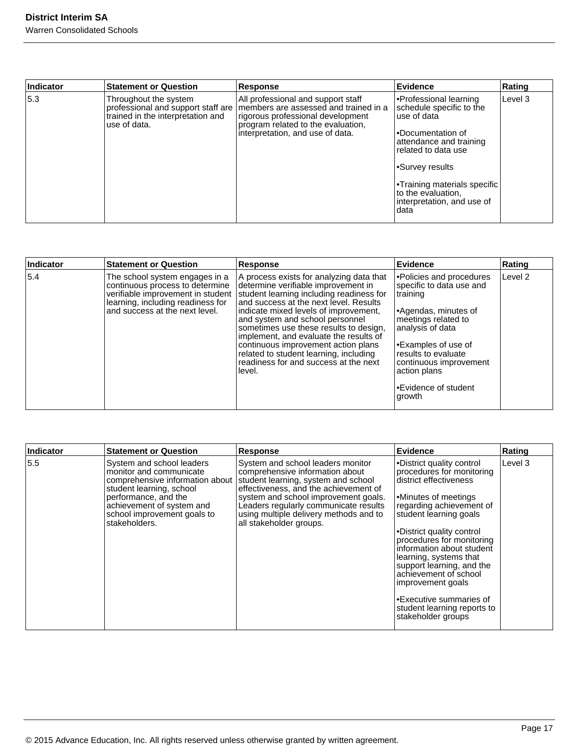| Indicator | Statement or Question | Response | Evidence | Rating |
|---|---|---|---|---|
| 5.3 | Throughout the system professional and support staff are trained in the interpretation and use of data. | All professional and support staff members are assessed and trained in a rigorous professional development program related to the evaluation, interpretation, and use of data. | •Professional learning schedule specific to the use of data<br><br>•Documentation of attendance and training related to data use<br><br>•Survey results<br><br>•Training materials specific to the evaluation, interpretation, and use of data | Level 3 |

| Indicator | Statement or Question | Response | Evidence | Rating |
|---|---|---|---|---|
| 5.4 | The school system engages in a continuous process to determine verifiable improvement in student learning, including readiness for and success at the next level. | A process exists for analyzing data that determine verifiable improvement in student learning including readiness for and success at the next level. Results indicate mixed levels of improvement, and system and school personnel sometimes use these results to design, implement, and evaluate the results of continuous improvement action plans related to student learning, including readiness for and success at the next level. | •Policies and procedures specific to data use and training<br><br>•Agendas, minutes of meetings related to analysis of data<br><br>•Examples of use of results to evaluate continuous improvement action plans<br><br>•Evidence of student growth | Level 2 |

| Indicator | Statement or Question | Response | Evidence | Rating |
|---|---|---|---|---|
| 5.5 | System and school leaders monitor and communicate comprehensive information about student learning, school performance, and the achievement of system and school improvement goals to stakeholders. | System and school leaders monitor comprehensive information about student learning, system and school effectiveness, and the achievement of system and school improvement goals. Leaders regularly communicate results using multiple delivery methods and to all stakeholder groups. | •District quality control procedures for monitoring district effectiveness<br><br>•Minutes of meetings regarding achievement of student learning goals<br><br>•District quality control procedures for monitoring information about student learning, systems that support learning, and the achievement of school improvement goals<br><br>•Executive summaries of student learning reports to stakeholder groups | Level 3 |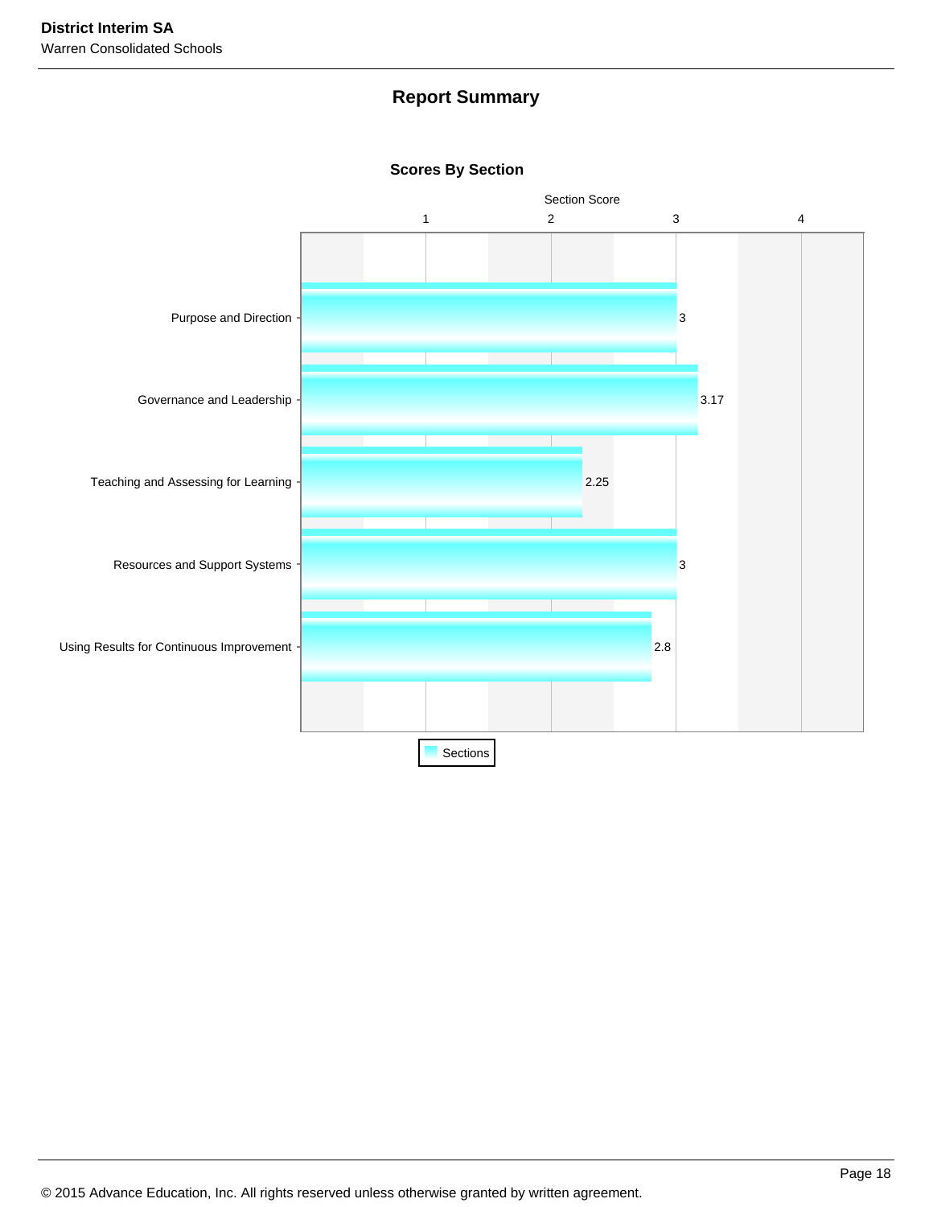## Report Summary

### Scores By Section

Section Score

1
2
3
4

Purpose and Direction 3

Governance and Leadership 3.17

Teaching and Assessing for Learning 2.25

Resources and Support Systems 3

Using Results for Continuous Improvement 2.8

Sections

© 2015 Advance Education, Inc. All rights reserved unless otherwise granted by written agreement.